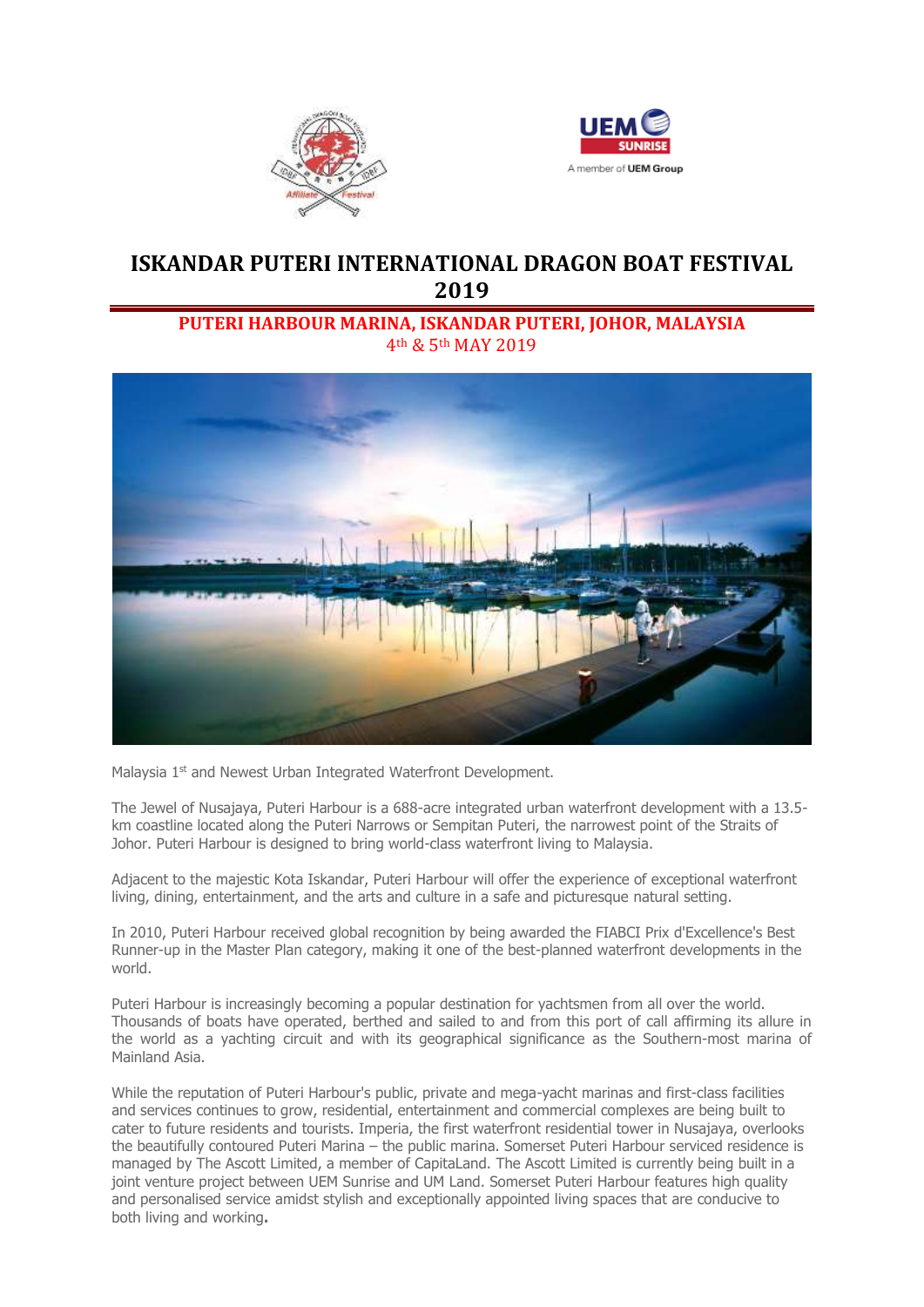# ISKANDAR PUTERI INTERNATIONAL DRAGON BOAT FESTIVAL 2019

## PUTERI HARBOUR MARINA, ISKANDAR PUTERI, JOHOR, MALAYSIA

4th & 5th MAY 2019

Malaysia 1st and Newest Urban Integrated Waterfront Development.

The Jewel of Nusajaya, Puteri Harbour is a 688-acre integrated urban waterfront development with a 13.5-km coastline located along the Puteri Narrows or Sempitan Puteri, the narrowest point of the Straits of Johor. Puteri Harbour is designed to bring world-class waterfront living to Malaysia.

Adjacent to the majestic Kota Iskandar, Puteri Harbour will offer the experience of exceptional waterfront living, dining, entertainment, and the arts and culture in a safe and picturesque natural setting.

In 2010, Puteri Harbour received global recognition by being awarded the FIABCI Prix d'Excellence's Best Runner-up in the Master Plan category, making it one of the best-planned waterfront developments in the world.

Puteri Harbour is increasingly becoming a popular destination for yachtsmen from all over the world. Thousands of boats have operated, berthed and sailed to and from this port of call affirming its allure in the world as a yachting circuit and with its geographical significance as the Southern-most marina of Mainland Asia.

While the reputation of Puteri Harbour's public, private and mega-yacht marinas and first-class facilities and services continues to grow, residential, entertainment and commercial complexes are being built to cater to future residents and tourists. Imperia, the first waterfront residential tower in Nusajaya, overlooks the beautifully contoured Puteri Marina – the public marina. Somerset Puteri Harbour serviced residence is managed by The Ascott Limited, a member of CapitaLand. The Ascott Limited is currently being built in a joint venture project between UEM Sunrise and UM Land. Somerset Puteri Harbour features high quality and personalised service amidst stylish and exceptionally appointed living spaces that are conducive to both living and working.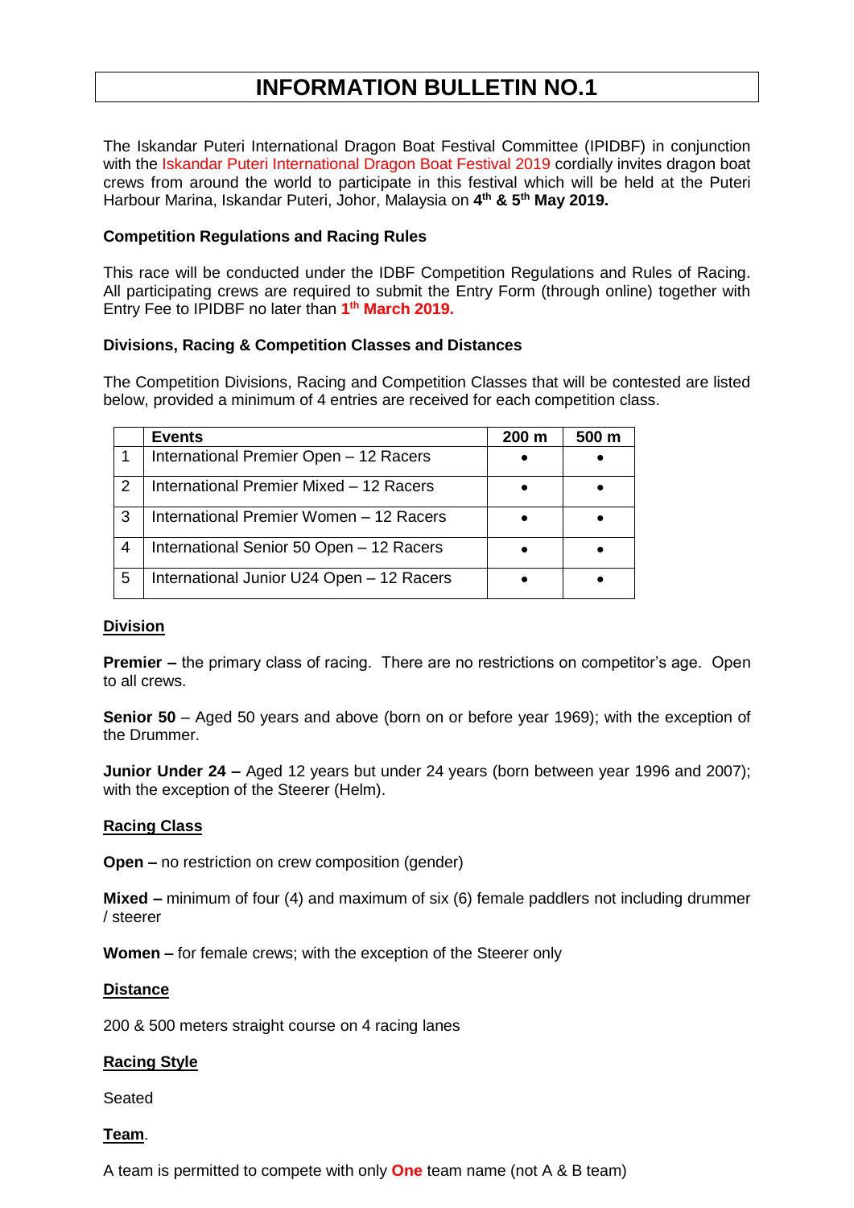# INFORMATION BULLETIN NO.1

The Iskandar Puteri International Dragon Boat Festival Committee (IPIDBF) in conjunction with the Iskandar Puteri International Dragon Boat Festival 2019 cordially invites dragon boat crews from around the world to participate in this festival which will be held at the Puteri Harbour Marina, Iskandar Puteri, Johor, Malaysia on **4th & 5th May 2019.**

**Competition Regulations and Racing Rules**

This race will be conducted under the IDBF Competition Regulations and Rules of Racing. All participating crews are required to submit the Entry Form (through online) together with Entry Fee to IPIDBF no later than **1th March 2019.**

**Divisions, Racing & Competition Classes and Distances**

The Competition Divisions, Racing and Competition Classes that will be contested are listed below, provided a minimum of 4 entries are received for each competition class.

| | Events | 200 m | 500 m |
|---|---|---|---|
| 1 | International Premier Open – 12 Racers | • | • |
| 2 | International Premier Mixed – 12 Racers | • | • |
| 3 | International Premier Women – 12 Racers | • | • |
| 4 | International Senior 50 Open – 12 Racers | • | • |
| 5 | International Junior U24 Open – 12 Racers | • | • |

**Division**

**Premier –** the primary class of racing. There are no restrictions on competitor's age. Open to all crews.

**Senior 50** – Aged 50 years and above (born on or before year 1969); with the exception of the Drummer.

**Junior Under 24 –** Aged 12 years but under 24 years (born between year 1996 and 2007); with the exception of the Steerer (Helm).

**Racing Class**

**Open –** no restriction on crew composition (gender)

**Mixed –** minimum of four (4) and maximum of six (6) female paddlers not including drummer / steerer

**Women –** for female crews; with the exception of the Steerer only

**Distance**

200 & 500 meters straight course on 4 racing lanes

**Racing Style**

Seated

**Team**.

A team is permitted to compete with only **One** team name (not A & B team)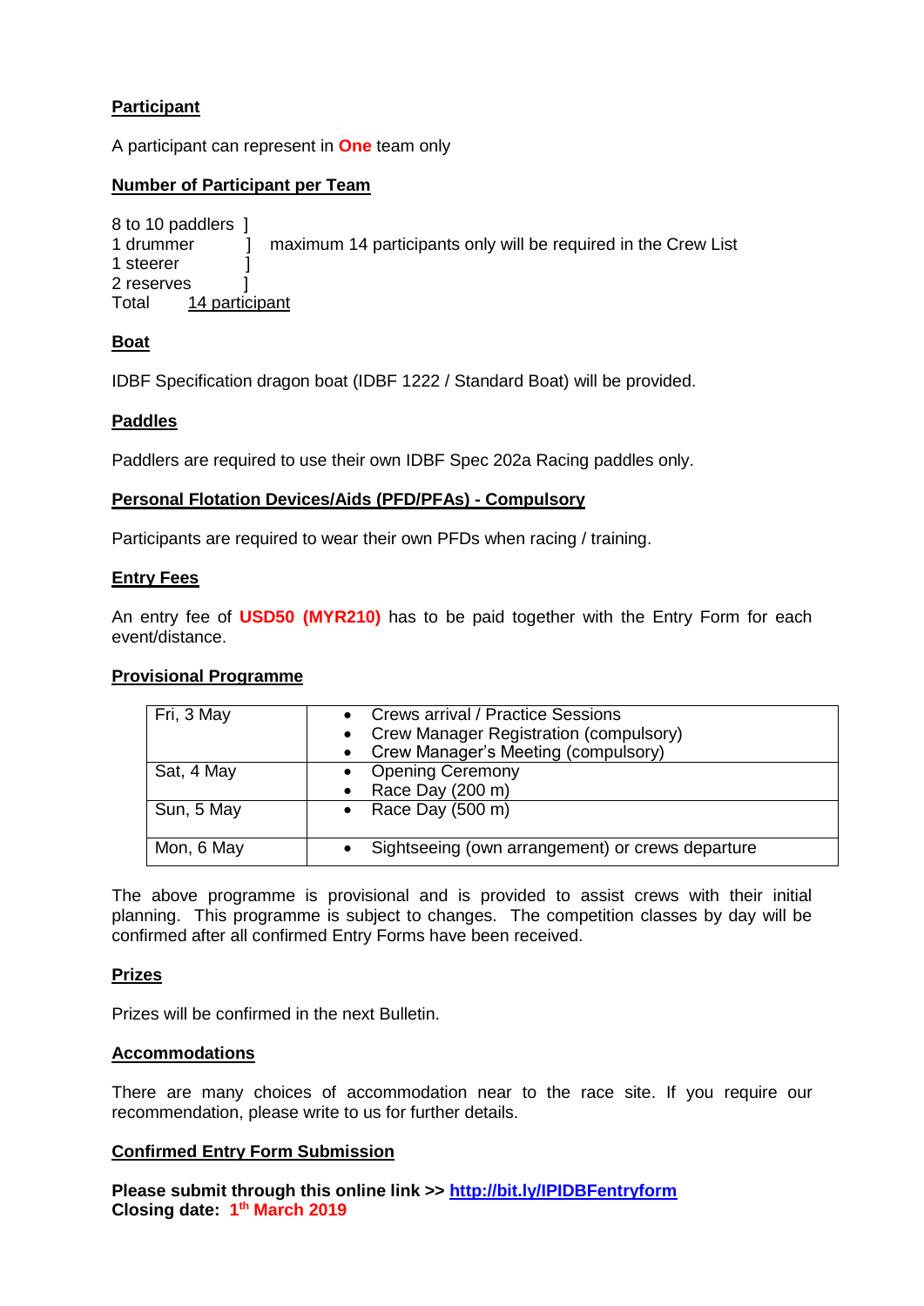**Participant**

A participant can represent in **One** team only

**Number of Participant per Team**

8 to 10 paddlers ]
1 drummer ] maximum 14 participants only will be required in the Crew List
1 steerer ]
2 reserves ]
Total 14 participant

**Boat**

IDBF Specification dragon boat (IDBF 1222 / Standard Boat) will be provided.

**Paddles**

Paddlers are required to use their own IDBF Spec 202a Racing paddles only.

**Personal Flotation Devices/Aids (PFD/PFAs) - Compulsory**

Participants are required to wear their own PFDs when racing / training.

**Entry Fees**

An entry fee of **USD50 (MYR210)** has to be paid together with the Entry Form for each event/distance.

**Provisional Programme**

| | |
|---|---|
| Fri, 3 May | • Crews arrival / Practice Sessions<br>• Crew Manager Registration (compulsory)<br>• Crew Manager's Meeting (compulsory) |
| Sat, 4 May | • Opening Ceremony<br>• Race Day (200 m) |
| Sun, 5 May | • Race Day (500 m) |
| Mon, 6 May | • Sightseeing (own arrangement) or crews departure |

The above programme is provisional and is provided to assist crews with their initial planning. This programme is subject to changes. The competition classes by day will be confirmed after all confirmed Entry Forms have been received.

**Prizes**

Prizes will be confirmed in the next Bulletin.

**Accommodations**

There are many choices of accommodation near to the race site. If you require our recommendation, please write to us for further details.

**Confirmed Entry Form Submission**

**Please submit through this online link >> http://bit.ly/IPIDBFentryform**
**Closing date: 1th March 2019**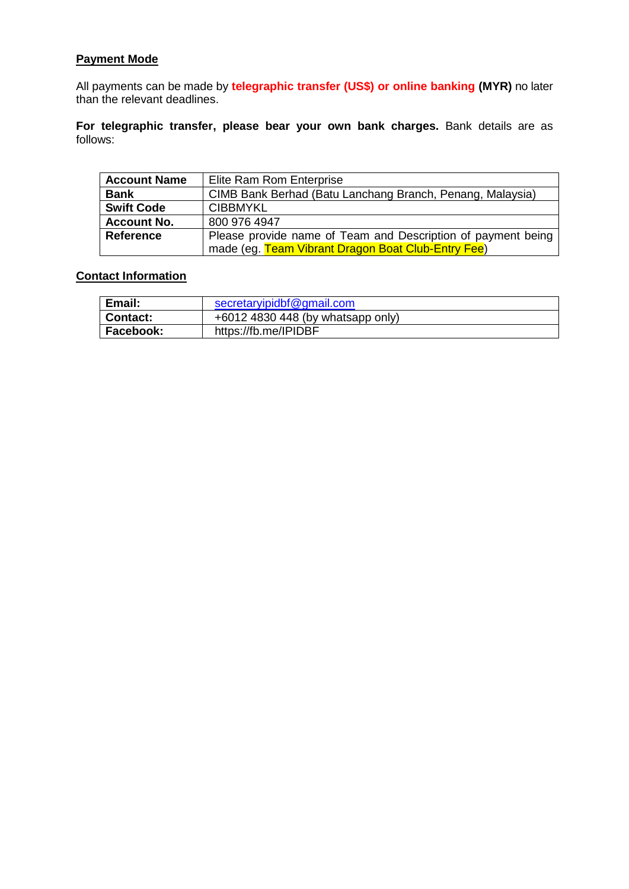**Payment Mode**

All payments can be made by **telegraphic transfer (US$) or online banking** **(MYR)** no later than the relevant deadlines.

**For telegraphic transfer, please bear your own bank charges.** Bank details are as follows:

| | |
|---|---|
| **Account Name** | Elite Ram Rom Enterprise |
| **Bank** | CIMB Bank Berhad (Batu Lanchang Branch, Penang, Malaysia) |
| **Swift Code** | CIBBMYKL |
| **Account No.** | 800 976 4947 |
| **Reference** | Please provide name of Team and Description of payment being made (eg. Team Vibrant Dragon Boat Club-Entry Fee) |

**Contact Information**

| | |
|---|---|
| **Email:** | secretaryipidbf@gmail.com |
| **Contact:** | +6012 4830 448 (by whatsapp only) |
| **Facebook:** | https://fb.me/IPIDBF |